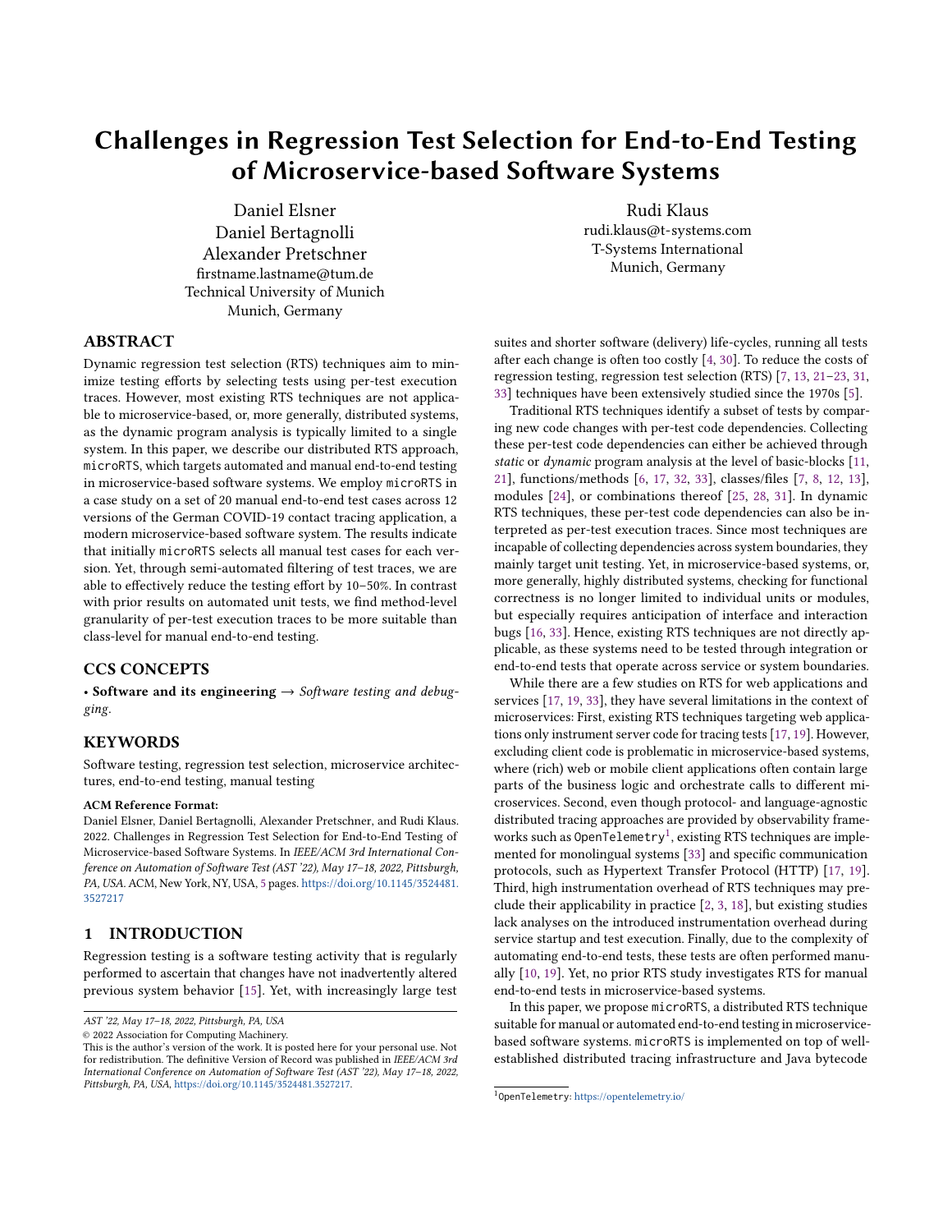# Challenges in Regression Test Selection for End-to-End Testing of Microservice-based Software Systems

Daniel Elsner
Daniel Bertagnolli
Alexander Pretschner
firstname.lastname@tum.de
Technical University of Munich
Munich, Germany

Rudi Klaus
rudi.klaus@t-systems.com
T-Systems International
Munich, Germany

## ABSTRACT

Dynamic regression test selection (RTS) techniques aim to minimize testing efforts by selecting tests using per-test execution traces. However, most existing RTS techniques are not applicable to microservice-based, or, more generally, distributed systems, as the dynamic program analysis is typically limited to a single system. In this paper, we describe our distributed RTS approach, `microRTS`, which targets automated and manual end-to-end testing in microservice-based software systems. We employ `microRTS` in a case study on a set of 20 manual end-to-end test cases across 12 versions of the German COVID-19 contact tracing application, a modern microservice-based software system. The results indicate that initially `microRTS` selects all manual test cases for each version. Yet, through semi-automated filtering of test traces, we are able to effectively reduce the testing effort by 10–50%. In contrast with prior results on automated unit tests, we find method-level granularity of per-test execution traces to be more suitable than class-level for manual end-to-end testing.

## CCS CONCEPTS

• **Software and its engineering** → *Software testing and debugging*.

## KEYWORDS

Software testing, regression test selection, microservice architectures, end-to-end testing, manual testing

**ACM Reference Format:**
Daniel Elsner, Daniel Bertagnolli, Alexander Pretschner, and Rudi Klaus. 2022. Challenges in Regression Test Selection for End-to-End Testing of Microservice-based Software Systems. In *IEEE/ACM 3rd International Conference on Automation of Software Test (AST '22), May 17–18, 2022, Pittsburgh, PA, USA.* ACM, New York, NY, USA, 5 pages. https://doi.org/10.1145/3524481.3527217

## 1 INTRODUCTION

Regression testing is a software testing activity that is regularly performed to ascertain that changes have not inadvertently altered previous system behavior [15]. Yet, with increasingly large test suites and shorter software (delivery) life-cycles, running all tests after each change is often too costly [4, 30]. To reduce the costs of regression testing, regression test selection (RTS) [7, 13, 21–23, 31, 33] techniques have been extensively studied since the 1970s [5].

Traditional RTS techniques identify a subset of tests by comparing new code changes with per-test code dependencies. Collecting these per-test code dependencies can either be achieved through *static* or *dynamic* program analysis at the level of basic-blocks [11, 21], functions/methods [6, 17, 32, 33], classes/files [7, 8, 12, 13], modules [24], or combinations thereof [25, 28, 31]. In dynamic RTS techniques, these per-test code dependencies can also be interpreted as per-test execution traces. Since most techniques are incapable of collecting dependencies across system boundaries, they mainly target unit testing. Yet, in microservice-based systems, or, more generally, highly distributed systems, checking for functional correctness is no longer limited to individual units or modules, but especially requires anticipation of interface and interaction bugs [16, 33]. Hence, existing RTS techniques are not directly applicable, as these systems need to be tested through integration or end-to-end tests that operate across service or system boundaries.

While there are a few studies on RTS for web applications and services [17, 19, 33], they have several limitations in the context of microservices: First, existing RTS techniques targeting web applications only instrument server code for tracing tests [17, 19]. However, excluding client code is problematic in microservice-based systems, where (rich) web or mobile client applications often contain large parts of the business logic and orchestrate calls to different microservices. Second, even though protocol- and language-agnostic distributed tracing approaches are provided by observability frameworks such as `OpenTelemetry`[1], existing RTS techniques are implemented for monolingual systems [33] and specific communication protocols, such as Hypertext Transfer Protocol (HTTP) [17, 19]. Third, high instrumentation overhead of RTS techniques may preclude their applicability in practice [2, 3, 18], but existing studies lack analyses on the introduced instrumentation overhead during service startup and test execution. Finally, due to the complexity of automating end-to-end tests, these tests are often performed manually [10, 19]. Yet, no prior RTS study investigates RTS for manual end-to-end tests in microservice-based systems.

In this paper, we propose `microRTS`, a distributed RTS technique suitable for manual or automated end-to-end testing in microservice-based software systems. `microRTS` is implemented on top of well-established distributed tracing infrastructure and Java bytecode

---

AST '22, May 17–18, 2022, Pittsburgh, PA, USA
© 2022 Association for Computing Machinery.
This is the author's version of the work. It is posted here for your personal use. Not for redistribution. The definitive Version of Record was published in *IEEE/ACM 3rd International Conference on Automation of Software Test (AST '22), May 17–18, 2022, Pittsburgh, PA, USA*, https://doi.org/10.1145/3524481.3527217.

[1] `OpenTelemetry`: https://opentelemetry.io/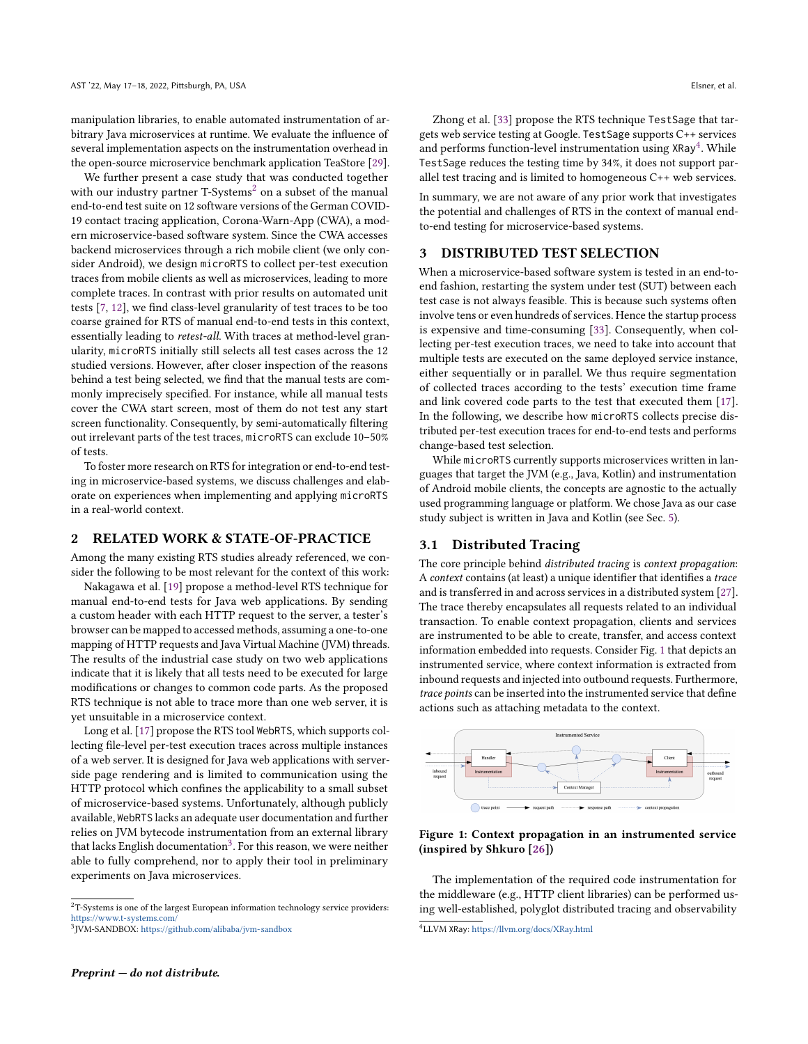manipulation libraries, to enable automated instrumentation of arbitrary Java microservices at runtime. We evaluate the influence of several implementation aspects on the instrumentation overhead in the open-source microservice benchmark application TeaStore [29].

We further present a case study that was conducted together with our industry partner T-Systems[2] on a subset of the manual end-to-end test suite on 12 software versions of the German COVID-19 contact tracing application, Corona-Warn-App (CWA), a modern microservice-based software system. Since the CWA accesses backend microservices through a rich mobile client (we only consider Android), we design `microRTS` to collect per-test execution traces from mobile clients as well as microservices, leading to more complete traces. In contrast with prior results on automated unit tests [7, 12], we find class-level granularity of test traces to be too coarse grained for RTS of manual end-to-end tests in this context, essentially leading to *retest-all*. With traces at method-level granularity, `microRTS` initially still selects all test cases across the 12 studied versions. However, after closer inspection of the reasons behind a test being selected, we find that the manual tests are commonly imprecisely specified. For instance, while all manual tests cover the CWA start screen, most of them do not test any start screen functionality. Consequently, by semi-automatically filtering out irrelevant parts of the test traces, `microRTS` can exclude 10–50% of tests.

To foster more research on RTS for integration or end-to-end testing in microservice-based systems, we discuss challenges and elaborate on experiences when implementing and applying `microRTS` in a real-world context.

## 2 RELATED WORK & STATE-OF-PRACTICE

Among the many existing RTS studies already referenced, we consider the following to be most relevant for the context of this work:

Nakagawa et al. [19] propose a method-level RTS technique for manual end-to-end tests for Java web applications. By sending a custom header with each HTTP request to the server, a tester's browser can be mapped to accessed methods, assuming a one-to-one mapping of HTTP requests and Java Virtual Machine (JVM) threads. The results of the industrial case study on two web applications indicate that it is likely that all tests need to be executed for large modifications or changes to common code parts. As the proposed RTS technique is not able to trace more than one web server, it is yet unsuitable in a microservice context.

Long et al. [17] propose the RTS tool `WebRTS`, which supports collecting file-level per-test execution traces across multiple instances of a web server. It is designed for Java web applications with server-side page rendering and is limited to communication using the HTTP protocol which confines the applicability to a small subset of microservice-based systems. Unfortunately, although publicly available, `WebRTS` lacks an adequate user documentation and further relies on JVM bytecode instrumentation from an external library that lacks English documentation[3]. For this reason, we were neither able to fully comprehend, nor to apply their tool in preliminary experiments on Java microservices.

Zhong et al. [33] propose the RTS technique `TestSage` that targets web service testing at Google. `TestSage` supports C++ services and performs function-level instrumentation using `XRay`[4]. While `TestSage` reduces the testing time by 34%, it does not support parallel test tracing and is limited to homogeneous C++ web services.

In summary, we are not aware of any prior work that investigates the potential and challenges of RTS in the context of manual end-to-end testing for microservice-based systems.

## 3 DISTRIBUTED TEST SELECTION

When a microservice-based software system is tested in an end-to-end fashion, restarting the system under test (SUT) between each test case is not always feasible. This is because such systems often involve tens or even hundreds of services. Hence the startup process is expensive and time-consuming [33]. Consequently, when collecting per-test execution traces, we need to take into account that multiple tests are executed on the same deployed service instance, either sequentially or in parallel. We thus require segmentation of collected traces according to the tests' execution time frame and link covered code parts to the test that executed them [17]. In the following, we describe how `microRTS` collects precise distributed per-test execution traces for end-to-end tests and performs change-based test selection.

While `microRTS` currently supports microservices written in languages that target the JVM (e.g., Java, Kotlin) and instrumentation of Android mobile clients, the concepts are agnostic to the actually used programming language or platform. We chose Java as our case study subject is written in Java and Kotlin (see Sec. 5).

### 3.1 Distributed Tracing

The core principle behind *distributed tracing* is *context propagation*: A *context* contains (at least) a unique identifier that identifies a *trace* and is transferred in and across services in a distributed system [27]. The trace thereby encapsulates all requests related to an individual transaction. To enable context propagation, clients and services are instrumented to be able to create, transfer, and access context information embedded into requests. Consider Fig. 1 that depicts an instrumented service, where context information is extracted from inbound requests and injected into outbound requests. Furthermore, *trace points* can be inserted into the instrumented service that define actions such as attaching metadata to the context.

**Figure 1: Context propagation in an instrumented service (inspired by Shkuro [26])**

The implementation of the required code instrumentation for the middleware (e.g., HTTP client libraries) can be performed using well-established, polyglot distributed tracing and observability

---

[2] T-Systems is one of the largest European information technology service providers: https://www.t-systems.com/

[3] JVM-SANDBOX: https://github.com/alibaba/jvm-sandbox

[4] LLVM `XRay`: https://llvm.org/docs/XRay.html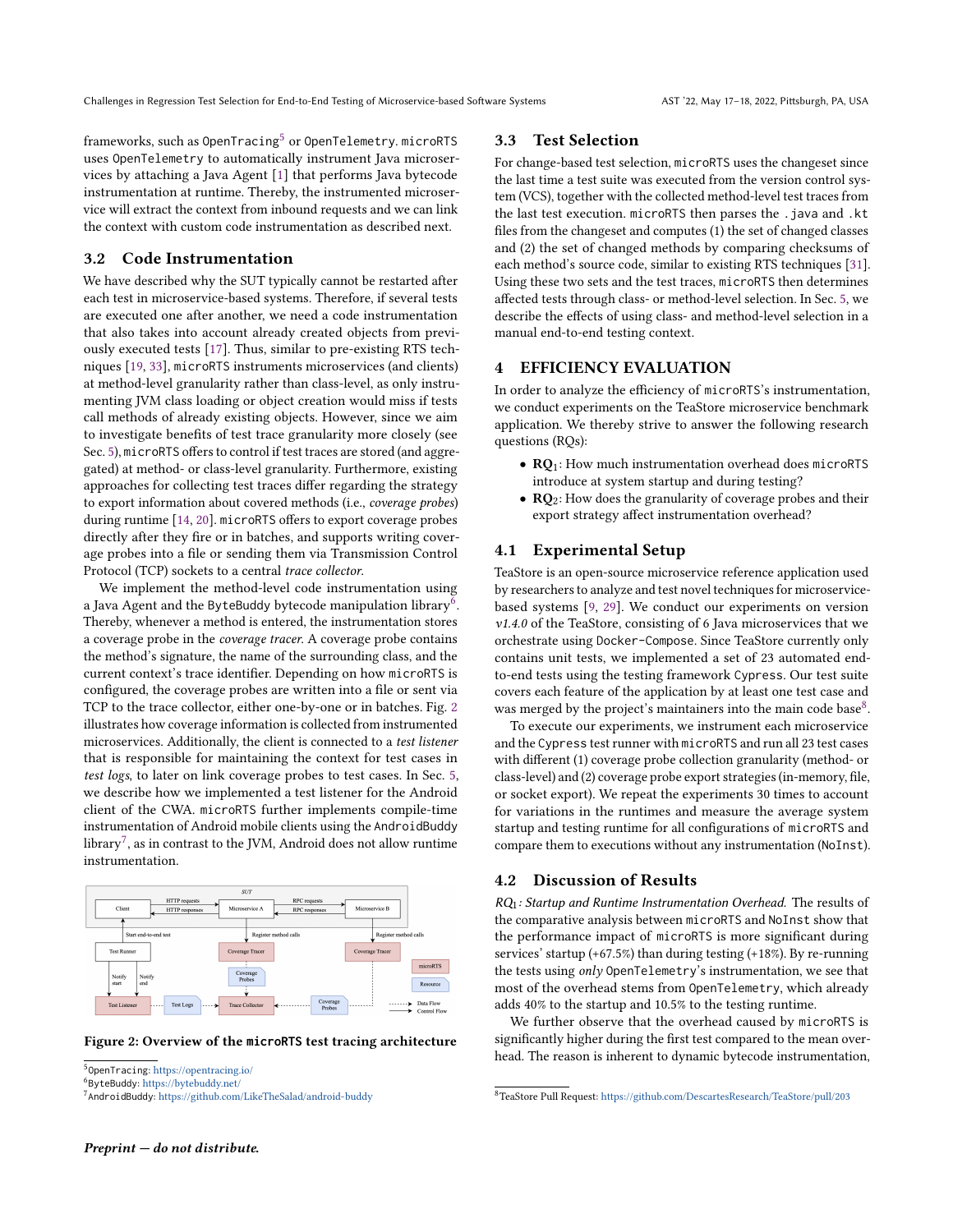frameworks, such as OpenTracing[5] or OpenTelemetry. microRTS uses OpenTelemetry to automatically instrument Java microservices by attaching a Java Agent [1] that performs Java bytecode instrumentation at runtime. Thereby, the instrumented microservice will extract the context from inbound requests and we can link the context with custom code instrumentation as described next.

## 3.2 Code Instrumentation

We have described why the SUT typically cannot be restarted after each test in microservice-based systems. Therefore, if several tests are executed one after another, we need a code instrumentation that also takes into account already created objects from previously executed tests [17]. Thus, similar to pre-existing RTS techniques [19, 33], microRTS instruments microservices (and clients) at method-level granularity rather than class-level, as only instrumenting JVM class loading or object creation would miss if tests call methods of already existing objects. However, since we aim to investigate benefits of test trace granularity more closely (see Sec. 5), microRTS offers to control if test traces are stored (and aggregated) at method- or class-level granularity. Furthermore, existing approaches for collecting test traces differ regarding the strategy to export information about covered methods (i.e., *coverage probes*) during runtime [14, 20]. microRTS offers to export coverage probes directly after they fire or in batches, and supports writing coverage probes into a file or sending them via Transmission Control Protocol (TCP) sockets to a central *trace collector*.

We implement the method-level code instrumentation using a Java Agent and the ByteBuddy bytecode manipulation library[6]. Thereby, whenever a method is entered, the instrumentation stores a coverage probe in the *coverage tracer*. A coverage probe contains the method's signature, the name of the surrounding class, and the current context's trace identifier. Depending on how microRTS is configured, the coverage probes are written into a file or sent via TCP to the trace collector, either one-by-one or in batches. Fig. 2 illustrates how coverage information is collected from instrumented microservices. Additionally, the client is connected to a *test listener* that is responsible for maintaining the context for test cases in *test logs*, to later on link coverage probes to test cases. In Sec. 5, we describe how we implemented a test listener for the Android client of the CWA. microRTS further implements compile-time instrumentation of Android mobile clients using the AndroidBuddy library[7], as in contrast to the JVM, Android does not allow runtime instrumentation.

**Figure 2: Overview of the microRTS test tracing architecture**

[5] OpenTracing: https://opentracing.io/
[6] ByteBuddy: https://bytebuddy.net/
[7] AndroidBuddy: https://github.com/LikeTheSalad/android-buddy

## 3.3 Test Selection

For change-based test selection, microRTS uses the changeset since the last time a test suite was executed from the version control system (VCS), together with the collected method-level test traces from the last test execution. microRTS then parses the .java and .kt files from the changeset and computes (1) the set of changed classes and (2) the set of changed methods by comparing checksums of each method's source code, similar to existing RTS techniques [31]. Using these two sets and the test traces, microRTS then determines affected tests through class- or method-level selection. In Sec. 5, we describe the effects of using class- and method-level selection in a manual end-to-end testing context.

# 4 EFFICIENCY EVALUATION

In order to analyze the efficiency of microRTS's instrumentation, we conduct experiments on the TeaStore microservice benchmark application. We thereby strive to answer the following research questions (RQs):

- **RQ$_1$**: How much instrumentation overhead does microRTS introduce at system startup and during testing?
- **RQ$_2$**: How does the granularity of coverage probes and their export strategy affect instrumentation overhead?

## 4.1 Experimental Setup

TeaStore is an open-source microservice reference application used by researchers to analyze and test novel techniques for microservice-based systems [9, 29]. We conduct our experiments on version *v1.4.0* of the TeaStore, consisting of 6 Java microservices that we orchestrate using Docker-Compose. Since TeaStore currently only contains unit tests, we implemented a set of 23 automated end-to-end tests using the testing framework Cypress. The test suite covers each feature of the application by at least one test case and was merged by the project's maintainers into the main code base[8].

To execute our experiments, we instrument each microservice and the Cypress test runner with microRTS and run all 23 test cases with different (1) coverage probe collection granularity (method- or class-level) and (2) coverage probe export strategies (in-memory, file, or socket export). We repeat the experiments 30 times to account for variations in the runtimes and measure the average system startup and testing runtime for all configurations of microRTS and compare them to executions without any instrumentation (NoInst).

## 4.2 Discussion of Results

*RQ$_1$: Startup and Runtime Instrumentation Overhead.* The results of the comparative analysis between microRTS and NoInst show that the performance impact of microRTS is more significant during services' startup (+67.5%) than during testing (+18%). By re-running the tests using *only* OpenTelemetry's instrumentation, we see that most of the overhead stems from OpenTelemetry, which already adds 40% to the startup and 10.5% to the testing runtime.

We further observe that the overhead caused by microRTS is significantly higher during the first test compared to the mean overhead. The reason is inherent to dynamic bytecode instrumentation,

[8] TeaStore Pull Request: https://github.com/DescartesResearch/TeaStore/pull/203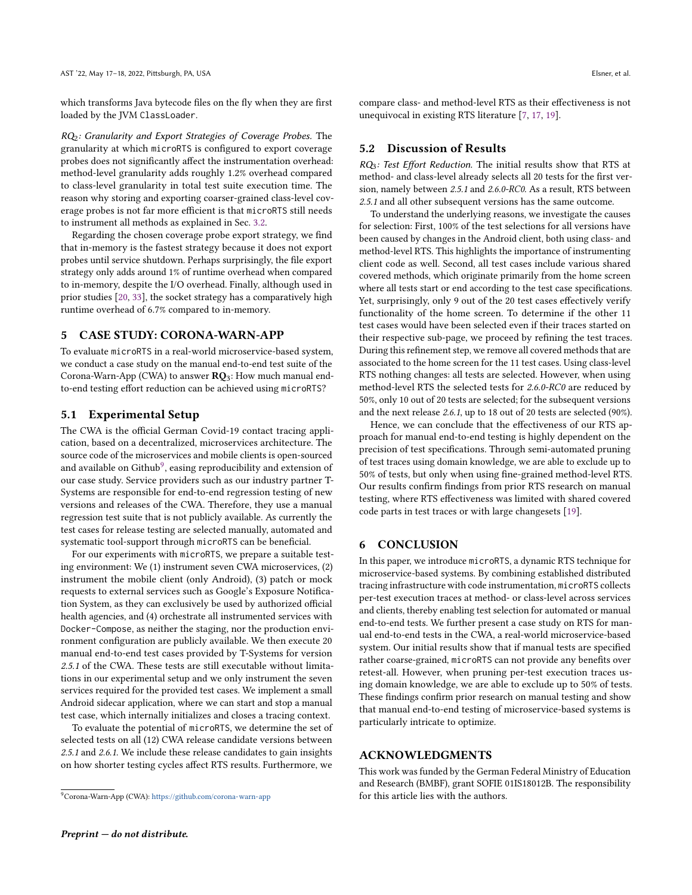which transforms Java bytecode files on the fly when they are first loaded by the JVM `ClassLoader`.

*RQ$_2$: Granularity and Export Strategies of Coverage Probes.* The granularity at which `microRTS` is configured to export coverage probes does not significantly affect the instrumentation overhead: method-level granularity adds roughly 1.2% overhead compared to class-level granularity in total test suite execution time. The reason why storing and exporting coarser-grained class-level coverage probes is not far more efficient is that `microRTS` still needs to instrument all methods as explained in Sec. 3.2.

Regarding the chosen coverage probe export strategy, we find that in-memory is the fastest strategy because it does not export probes until service shutdown. Perhaps surprisingly, the file export strategy only adds around 1% of runtime overhead when compared to in-memory, despite the I/O overhead. Finally, although used in prior studies [20, 33], the socket strategy has a comparatively high runtime overhead of 6.7% compared to in-memory.

## 5 CASE STUDY: CORONA-WARN-APP

To evaluate `microRTS` in a real-world microservice-based system, we conduct a case study on the manual end-to-end test suite of the Corona-Warn-App (CWA) to answer **RQ$_3$**: How much manual end-to-end testing effort reduction can be achieved using `microRTS`?

### 5.1 Experimental Setup

The CWA is the official German Covid-19 contact tracing application, based on a decentralized, microservices architecture. The source code of the microservices and mobile clients is open-sourced and available on Github[9], easing reproducibility and extension of our case study. Service providers such as our industry partner T-Systems are responsible for end-to-end regression testing of new versions and releases of the CWA. Therefore, they use a manual regression test suite that is not publicly available. As currently the test cases for release testing are selected manually, automated and systematic tool-support through `microRTS` can be beneficial.

For our experiments with `microRTS`, we prepare a suitable testing environment: We (1) instrument seven CWA microservices, (2) instrument the mobile client (only Android), (3) patch or mock requests to external services such as Google's Exposure Notification System, as they can exclusively be used by authorized official health agencies, and (4) orchestrate all instrumented services with `Docker-Compose`, as neither the staging, nor the production environment configuration are publicly available. We then execute 20 manual end-to-end test cases provided by T-Systems for version *2.5.1* of the CWA. These tests are still executable without limitations in our experimental setup and we only instrument the seven services required for the provided test cases. We implement a small Android sidecar application, where we can start and stop a manual test case, which internally initializes and closes a tracing context.

To evaluate the potential of `microRTS`, we determine the set of selected tests on all (12) CWA release candidate versions between *2.5.1* and *2.6.1*. We include these release candidates to gain insights on how shorter testing cycles affect RTS results. Furthermore, we compare class- and method-level RTS as their effectiveness is not unequivocal in existing RTS literature [7, 17, 19].

[9] Corona-Warn-App (CWA): https://github.com/corona-warn-app

### 5.2 Discussion of Results

*RQ$_3$: Test Effort Reduction.* The initial results show that RTS at method- and class-level already selects all 20 tests for the first version, namely between *2.5.1* and *2.6.0-RC0*. As a result, RTS between *2.5.1* and all other subsequent versions has the same outcome.

To understand the underlying reasons, we investigate the causes for selection: First, 100% of the test selections for all versions have been caused by changes in the Android client, both using class- and method-level RTS. This highlights the importance of instrumenting client code as well. Second, all test cases include various shared covered methods, which originate primarily from the home screen where all tests start or end according to the test case specifications. Yet, surprisingly, only 9 out of the 20 test cases effectively verify functionality of the home screen. To determine if the other 11 test cases would have been selected even if their traces started on their respective sub-page, we proceed by refining the test traces. During this refinement step, we remove all covered methods that are associated to the home screen for the 11 test cases. Using class-level RTS nothing changes: all tests are selected. However, when using method-level RTS the selected tests for *2.6.0-RC0* are reduced by 50%, only 10 out of 20 tests are selected; for the subsequent versions and the next release *2.6.1*, up to 18 out of 20 tests are selected (90%).

Hence, we can conclude that the effectiveness of our RTS approach for manual end-to-end testing is highly dependent on the precision of test specifications. Through semi-automated pruning of test traces using domain knowledge, we are able to exclude up to 50% of tests, but only when using fine-grained method-level RTS. Our results confirm findings from prior RTS research on manual testing, where RTS effectiveness was limited with shared covered code parts in test traces or with large changesets [19].

## 6 CONCLUSION

In this paper, we introduce `microRTS`, a dynamic RTS technique for microservice-based systems. By combining established distributed tracing infrastructure with code instrumentation, `microRTS` collects per-test execution traces at method- or class-level across services and clients, thereby enabling test selection for automated or manual end-to-end tests. We further present a case study on RTS for manual end-to-end tests in the CWA, a real-world microservice-based system. Our initial results show that if manual tests are specified rather coarse-grained, `microRTS` can not provide any benefits over retest-all. However, when pruning per-test execution traces using domain knowledge, we are able to exclude up to 50% of tests. These findings confirm prior research on manual testing and show that manual end-to-end testing of microservice-based systems is particularly intricate to optimize.

## ACKNOWLEDGMENTS

This work was funded by the German Federal Ministry of Education and Research (BMBF), grant SOFIE 01IS18012B. The responsibility for this article lies with the authors.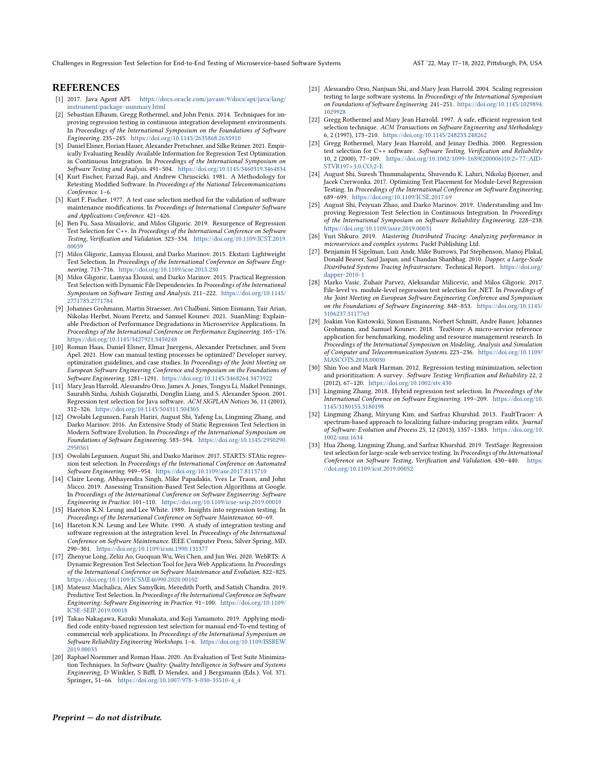## REFERENCES

[1] 2017. Java Agent API. https://docs.oracle.com/javase/9/docs/api/java/lang/instrument/package-summary.html

[2] Sebastian Elbaum, Gregg Rothermel, and John Penix. 2014. Techniques for improving regression testing in continuous integration development environments. In *Proceedings of the International Symposium on the Foundations of Software Engineering*. 235–245. https://doi.org/10.1145/2635868.2635910

[3] Daniel Elsner, Florian Hauer, Alexander Pretschner, and Silke Reimer. 2021. Empirically Evaluating Readily Available Information for Regression Test Optimization in Continuous Integration. In *Proceedings of the International Symposium on Software Testing and Analysis*. 491–504. https://doi.org/10.1145/3460319.3464834

[4] Kurt Fischer, Farzad Raji, and Andrew Chruscicki. 1981. A Methodology for Retesting Modified Software. In *Proceedings of the National Telecommunications Conference*. 1–6.

[5] Kurt F. Fischer. 1977. A test case selection method for the validation of software maintenance modifications. In *Proceedings of International Computer Software and Applications Conference*. 421–426.

[6] Ben Fu, Sasa Misailovic, and Milos Gligoric. 2019. Resurgence of Regression Test Selection for C++. In *Proceedings of the International Conference on Software Testing, Verification and Validation*. 323–334. https://doi.org/10.1109/ICST.2019.00039

[7] Milos Gligoric, Lamyaa Eloussi, and Darko Marinov. 2015. Ekstazi: Lightweight Test Selection. In *Proceedings of the International Conference on Software Engineering*. 713–716. https://doi.org/10.1109/icse.2015.230

[8] Milos Gligoric, Lamyaa Eloussi, and Darko Marinov. 2015. Practical Regression Test Selection with Dynamic File Dependencies. In *Proceedings of the International Symposium on Software Testing and Analysis*. 211–222. https://doi.org/10.1145/2771783.2771784

[9] Johannes Grohmann, Martin Straesser, Avi Chalbani, Simon Eismann, Yair Arian, Nikolas Herbst, Noam Peretz, and Samuel Kounev. 2021. SuanMing: Explainable Prediction of Performance Degradations in Microservice Applications. In *Proceedings of the International Conference on Performance Engineering*. 165–176. https://doi.org/10.1145/3427921.3450248

[10] Roman Haas, Daniel Elsner, Elmar Juergens, Alexander Pretschner, and Sven Apel. 2021. How can manual testing processes be optimized? Developer survey, optimization guidelines, and case studies. In *Proceedings of the Joint Meeting on European Software Engineering Conference and Symposium on the Foundations of Software Engineering*. 1281–1291. https://doi.org/10.1145/3468264.3473922

[11] Mary Jean Harrold, Alessandro Orso, James A. Jones, Tongyu Li, Maikel Pennings, Saurabh Sinha, Ashish Gujarathi, Donglin Liang, and S. Alexander Spoon. 2001. Regression test selection for Java software. *ACM SIGPLAN Notices* 36, 11 (2001), 312–326. https://doi.org/10.1145/504311.504305

[12] Owolabi Legunsen, Farah Hariri, August Shi, Yafeng Lu, Lingming Zhang, and Darko Marinov. 2016. An Extensive Study of Static Regression Test Selection in Modern Software Evolution. In *Proceedings of the International Symposium on Foundations of Software Engineering*. 583–594. https://doi.org/10.1145/2950290.2950361

[13] Owolabi Legunsen, August Shi, and Darko Marinov. 2017. STARTS: STAtic regression test selection. In *Proceedings of the International Conference on Automated Software Engineering*. 949–954. https://doi.org/10.1109/ase.2017.8115710

[14] Claire Leong, Abhayendra Singh, Mike Papadakis, Yves Le Traon, and John Micco. 2019. Assessing Transition-Based Test Selection Algorithms at Google. In *Proceedings of the International Conference on Software Engineering: Software Engineering in Practice*. 101–110. https://doi.org/10.1109/icse-seip.2019.00019

[15] Hareton K.N. Leung and Lee White. 1989. Insights into regression testing. In *Proceedings of the International Conference on Software Maintenance*. 60–69.

[16] Hareton K.N. Leung and Lee White. 1990. A study of integration testing and software regression at the integration level. In *Proceedings of the International Conference on Software Maintenance*. IEEE Computer Press, Silver Spring, MD, 290–301. https://doi.org/10.1109/icsm.1990.131377

[17] Zhenyue Long, Zeliu Ao, Guoquan Wu, Wei Chen, and Jun Wei. 2020. WebRTS: A Dynamic Regression Test Selection Tool for Java Web Applications. In *Proceedings of the International Conference on Software Maintenance and Evolution*. 822–825. https://doi.org/10.1109/ICSME46990.2020.00102

[18] Mateusz Machalica, Alex Samylkin, Meredith Porth, and Satish Chandra. 2019. Predictive Test Selection. In *Proceedings of the International Conference on Software Engineering: Software Engineering in Practice*. 91–100. https://doi.org/10.1109/ICSE-SEIP.2019.00018

[19] Takao Nakagawa, Kazuki Munakata, and Koji Yamamoto. 2019. Applying modified code entity-based regression test selection for manual end-To-end testing of commercial web applications. In *Proceedings of the International Symposium on Software Reliability Engineering Workshops*. 1–6. https://doi.org/10.1109/ISSREW.2019.00033

[20] Raphael Noemmer and Roman Haas. 2020. An Evaluation of Test Suite Minimization Techniques. In *Software Quality: Quality Intelligence in Software and Systems Engineering*, D Winkler, S Biffl, D Mendez, and J Bergsmann (Eds.). Vol. 371. Springer,, 51–66. https://doi.org/10.1007/978-3-030-35510-4_4

[21] Alessandro Orso, Nanjuan Shi, and Mary Jean Harrold. 2004. Scaling regression testing to large software systems. In *Proceedings of the International Symposium on Foundations of Software Engineering*. 241–251. https://doi.org/10.1145/1029894.1029928

[22] Gregg Rothermel and Mary Jean Harrold. 1997. A safe, efficient regression test selection technique. *ACM Transactions on Software Engineering and Methodology* 6, 2 (1997), 173–210. https://doi.org/10.1145/248233.248262

[23] Gregg Rothermel, Mary Jean Harrold, and Jeinay Dedhia. 2000. Regression test selection for C++ software. *Software Testing, Verification and Reliability* 10, 2 (2000), 77–109. https://doi.org/10.1002/1099-1689(200006)10:2<77::AID-STVR197>3.0.CO;2-E

[24] August Shi, Suresh Thummalapenta, Shuvendu K. Lahiri, Nikolaj Bjorner, and Jacek Czerwonka. 2017. Optimizing Test Placement for Module-Level Regression Testing. In *Proceedings of the International Conference on Software Engineering*. 689–699. https://doi.org/10.1109/ICSE.2017.69

[25] August Shi, Peiyuan Zhao, and Darko Marinov. 2019. Understanding and Improving Regression Test Selection in Continuous Integration. In *Proceedings of the International Symposium on Software Reliability Engineering*. 228–238. https://doi.org/10.1109/issre.2019.00031

[26] Yuri Shkuro. 2019. *Mastering Distributed Tracing: Analyzing performance in microservices and complex systems*. Packt Publishing Ltd.

[27] Benjamin H Sigelman, Luiz Andr, Mike Burrows, Pat Stephenson, Manoj Plakal, Donald Beaver, Saul Jaspan, and Chandan Shanbhag. 2010. *Dapper, a Large-Scale Distributed Systems Tracing Infrastructure*. Technical Report. https://doi.org/dapper-2010-1

[28] Marko Vasic, Zuhair Parvez, Aleksandar Milicevic, and Milos Gligoric. 2017. File-level vs. module-level regression test selection for .NET. In *Proceedings of the Joint Meeting on European Software Engineering Conference and Symposium on the Foundations of Software Engineering*. 848–853. https://doi.org/10.1145/3106237.3117763

[29] Joakim Von Kistowski, Simon Eismann, Norbert Schmitt, Andre Bauer, Johannes Grohmann, and Samuel Kounev. 2018. TeaStore: A micro-service reference application for benchmarking, modeling and resource management research. In *Proceedings of the International Symposium on Modeling, Analysis and Simulation of Computer and Telecommunication Systems*. 223–236. https://doi.org/10.1109/MASCOTS.2018.00030

[30] Shin Yoo and Mark Harman. 2012. Regression testing minimization, selection and prioritization: A survey. *Software Testing Verification and Reliability* 22, 2 (2012), 67–120. https://doi.org/10.1002/stv.430

[31] Lingming Zhang. 2018. Hybrid regression test selection. In *Proceedings of the International Conference on Software Engineering*. 199–209. https://doi.org/10.1145/3180155.3180198

[32] Lingming Zhang, Miryung Kim, and Sarfraz Khurshid. 2013. FaultTracer: A spectrum-based approach to localizing failure-inducing program edits. *Journal of Software: Evolution and Process* 25, 12 (2013), 1357–1383. https://doi.org/10.1002/smr.1634

[33] Hua Zhong, Lingming Zhang, and Sarfraz Khurshid. 2019. TestSage: Regression test selection for large-scale web service testing. In *Proceedings of the International Conference on Software Testing, Verification and Validation*. 430–440. https://doi.org/10.1109/icst.2019.00052

***Preprint — do not distribute.***